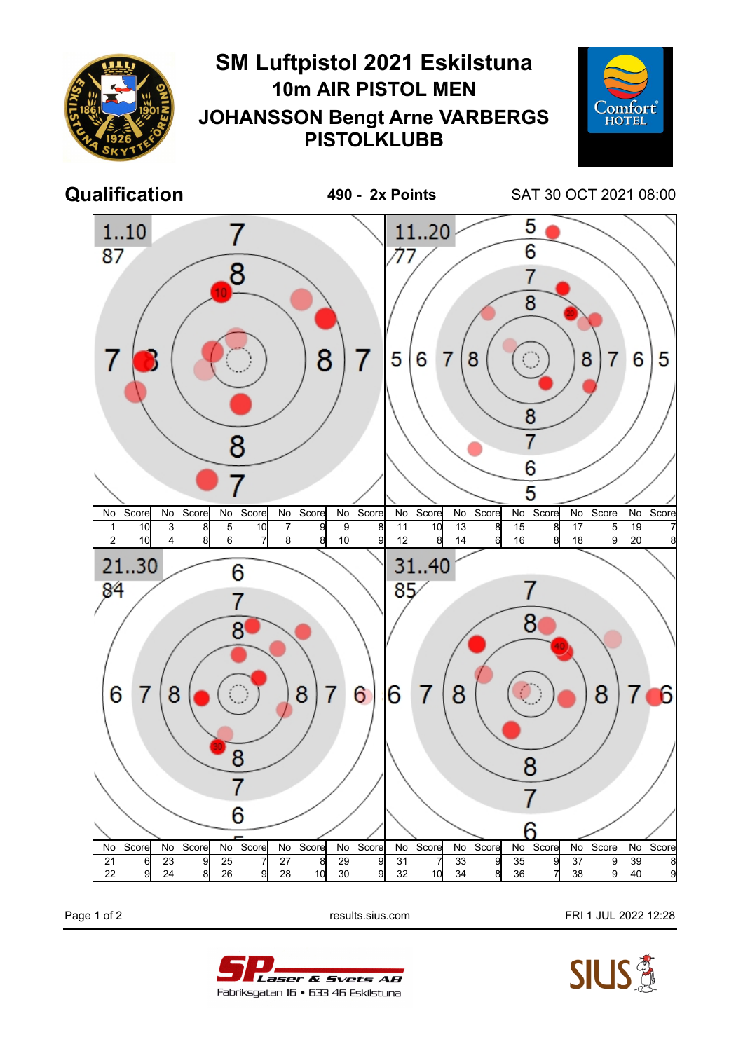# SM Luftpistol 2021 Eskilstuna

## 10m AIR PISTOL MEN

## JOHANSSON Bengt Arne VARBERGS PISTOLKLUBB

**Qualification** **490 - 2x Points** SAT 30 OCT 2021 08:00

**1..10** 87

| No | Score | No | Score | No | Score | No | Score | No | Score |
|---|---|---|---|---|---|---|---|---|---|
| 1 | 10 | 3 | 8 | 5 | 10 | 7 | 9 | 9 | 8 |
| 2 | 10 | 4 | 8 | 6 | 7 | 8 | 8 | 10 | 9 |

**11..20** 77

| No | Score | No | Score | No | Score | No | Score | No | Score |
|---|---|---|---|---|---|---|---|---|---|
| 11 | 10 | 13 | 8 | 15 | 8 | 17 | 5 | 19 | 7 |
| 12 | 8 | 14 | 6 | 16 | 8 | 18 | 9 | 20 | 8 |

**21..30** 84

| No | Score | No | Score | No | Score | No | Score | No | Score |
|---|---|---|---|---|---|---|---|---|---|
| 21 | 6 | 23 | 9 | 25 | 7 | 27 | 8 | 29 | 9 |
| 22 | 9 | 24 | 8 | 26 | 9 | 28 | 10 | 30 | 9 |

**31..40** 85

| No | Score | No | Score | No | Score | No | Score | No | Score |
|---|---|---|---|---|---|---|---|---|---|
| 31 | 7 | 33 | 9 | 35 | 9 | 37 | 9 | 39 | 8 |
| 32 | 10 | 34 | 8 | 36 | 7 | 38 | 9 | 40 | 9 |

results.sius.com FRI 1 JUL 2022 12:28

SP Laser & Svets AB
Fabriksgatan 16 • 633 46 Eskilstuna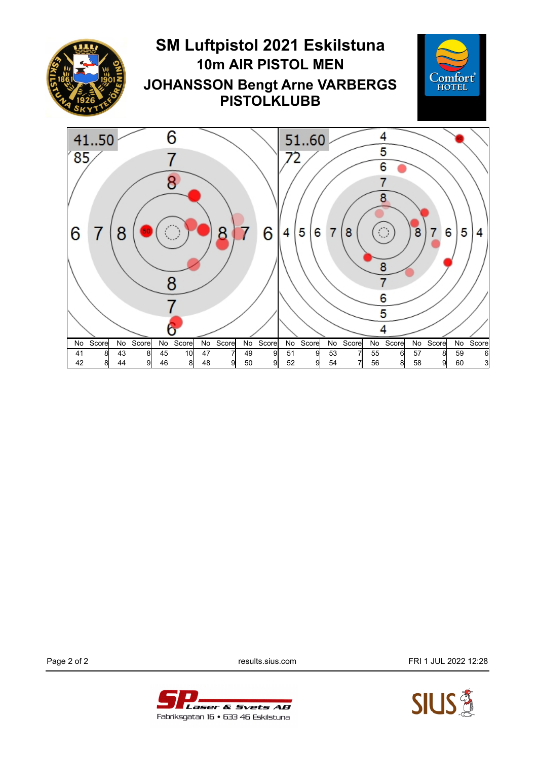# SM Luftpistol 2021 Eskilstuna

## 10m AIR PISTOL MEN

## JOHANSSON Bengt Arne VARBERGS PISTOLKLUBB

41..50
85

51..60
72

| No | Score | No | Score | No | Score | No | Score | No | Score | No | Score | No | Score | No | Score | No | Score | No | Score |
|---|---|---|---|---|---|---|---|---|---|---|---|---|---|---|---|---|---|---|---|
| 41 | 8 | 43 | 8 | 45 | 10 | 47 | 7 | 49 | 9 | 51 | 9 | 53 | 7 | 55 | 6 | 57 | 8 | 59 | 6 |
| 42 | 8 | 44 | 9 | 46 | 8 | 48 | 9 | 50 | 9 | 52 | 9 | 54 | 7 | 56 | 8 | 58 | 9 | 60 | 3 |

results.sius.com

FRI 1 JUL 2022 12:28

SP Laser & Svets AB
Fabriksgatan 16 • 633 46 Eskilstuna